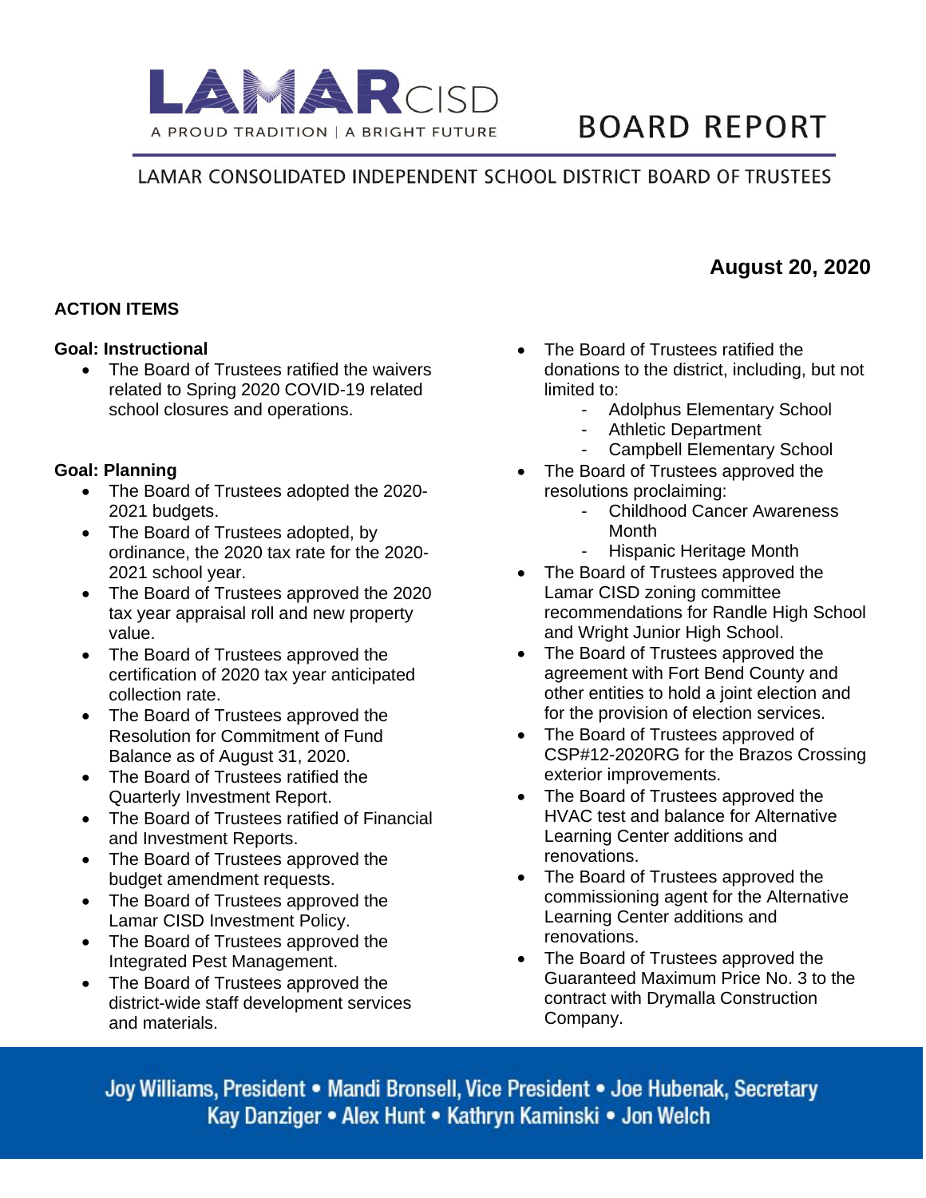# LAMAR CISD

A PROUD TRADITION | A BRIGHT FUTURE

# BOARD REPORT

LAMAR CONSOLIDATED INDEPENDENT SCHOOL DISTRICT BOARD OF TRUSTEES

**August 20, 2020**

## ACTION ITEMS

### Goal: Instructional

- The Board of Trustees ratified the waivers related to Spring 2020 COVID-19 related school closures and operations.

### Goal: Planning

- The Board of Trustees adopted the 2020-2021 budgets.
- The Board of Trustees adopted, by ordinance, the 2020 tax rate for the 2020-2021 school year.
- The Board of Trustees approved the 2020 tax year appraisal roll and new property value.
- The Board of Trustees approved the certification of 2020 tax year anticipated collection rate.
- The Board of Trustees approved the Resolution for Commitment of Fund Balance as of August 31, 2020.
- The Board of Trustees ratified the Quarterly Investment Report.
- The Board of Trustees ratified of Financial and Investment Reports.
- The Board of Trustees approved the budget amendment requests.
- The Board of Trustees approved the Lamar CISD Investment Policy.
- The Board of Trustees approved the Integrated Pest Management.
- The Board of Trustees approved the district-wide staff development services and materials.
- The Board of Trustees ratified the donations to the district, including, but not limited to:
  - Adolphus Elementary School
  - Athletic Department
  - Campbell Elementary School
- The Board of Trustees approved the resolutions proclaiming:
  - Childhood Cancer Awareness Month
  - Hispanic Heritage Month
- The Board of Trustees approved the Lamar CISD zoning committee recommendations for Randle High School and Wright Junior High School.
- The Board of Trustees approved the agreement with Fort Bend County and other entities to hold a joint election and for the provision of election services.
- The Board of Trustees approved of CSP#12-2020RG for the Brazos Crossing exterior improvements.
- The Board of Trustees approved the HVAC test and balance for Alternative Learning Center additions and renovations.
- The Board of Trustees approved the commissioning agent for the Alternative Learning Center additions and renovations.
- The Board of Trustees approved the Guaranteed Maximum Price No. 3 to the contract with Drymalla Construction Company.

Joy Williams, President • Mandi Bronsell, Vice President • Joe Hubenak, Secretary
Kay Danziger • Alex Hunt • Kathryn Kaminski • Jon Welch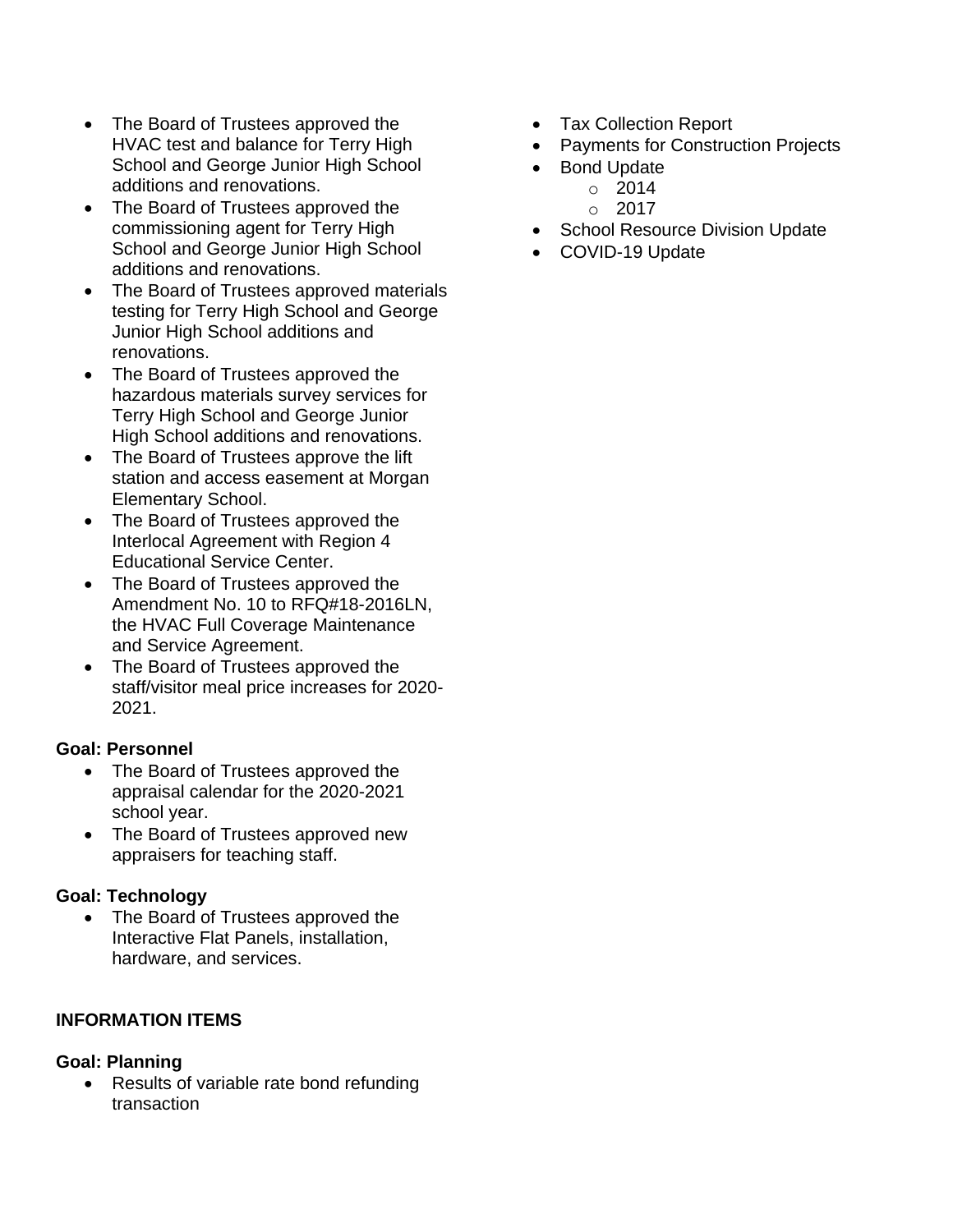- The Board of Trustees approved the HVAC test and balance for Terry High School and George Junior High School additions and renovations.
- The Board of Trustees approved the commissioning agent for Terry High School and George Junior High School additions and renovations.
- The Board of Trustees approved materials testing for Terry High School and George Junior High School additions and renovations.
- The Board of Trustees approved the hazardous materials survey services for Terry High School and George Junior High School additions and renovations.
- The Board of Trustees approve the lift station and access easement at Morgan Elementary School.
- The Board of Trustees approved the Interlocal Agreement with Region 4 Educational Service Center.
- The Board of Trustees approved the Amendment No. 10 to RFQ#18-2016LN, the HVAC Full Coverage Maintenance and Service Agreement.
- The Board of Trustees approved the staff/visitor meal price increases for 2020-2021.

**Goal: Personnel**

- The Board of Trustees approved the appraisal calendar for the 2020-2021 school year.
- The Board of Trustees approved new appraisers for teaching staff.

**Goal: Technology**

- The Board of Trustees approved the Interactive Flat Panels, installation, hardware, and services.

**INFORMATION ITEMS**

**Goal: Planning**

- Results of variable rate bond refunding transaction
- Tax Collection Report
- Payments for Construction Projects
- Bond Update
  - 2014
  - 2017
- School Resource Division Update
- COVID-19 Update